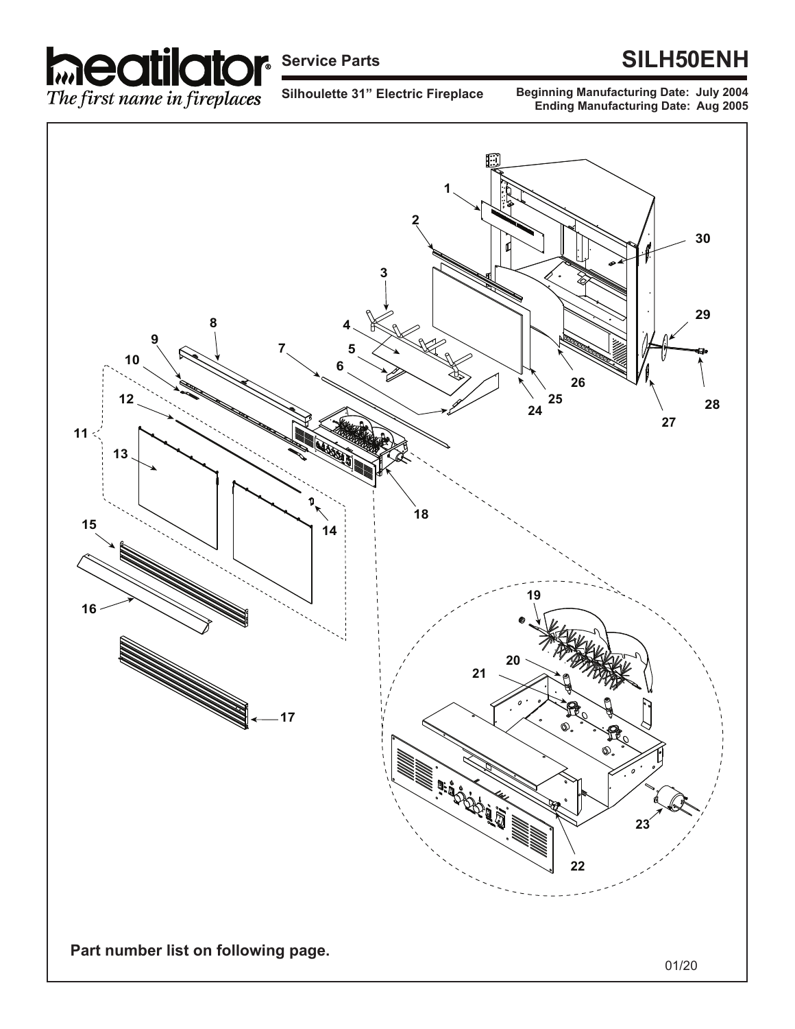# heatilator

*The first name in fireplaces*

**Service Parts**

# SILH50ENH

**Silhoulette 31" Electric Fireplace**

**Beginning Manufacturing Date: July 2004**
**Ending Manufacturing Date: Aug 2005**

**Part number list on following page.**

01/20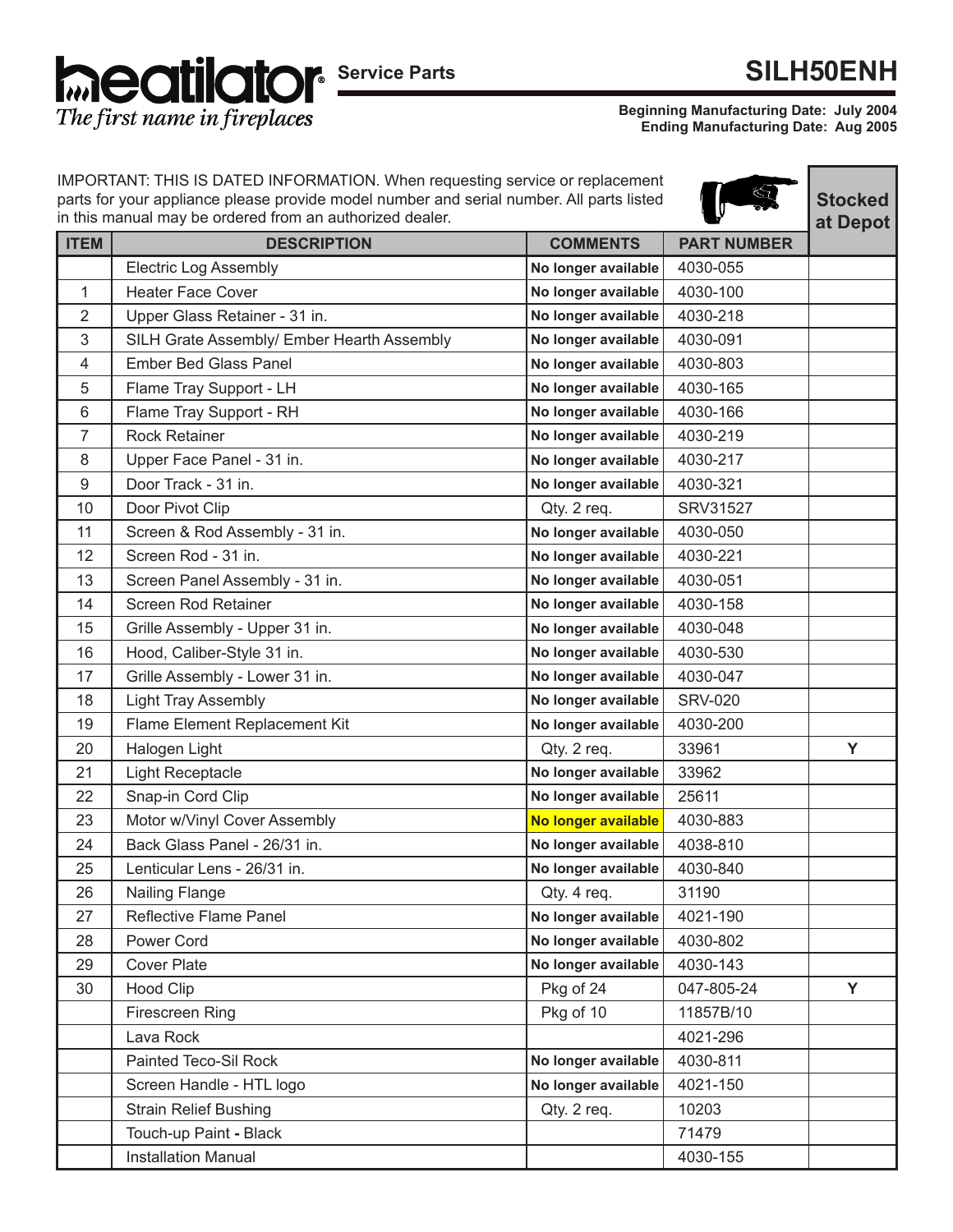heatilator® *The first name in fireplaces*

**Service Parts**

# SILH50ENH

**Beginning Manufacturing Date: July 2004**
**Ending Manufacturing Date: Aug 2005**

IMPORTANT: THIS IS DATED INFORMATION. When requesting service or replacement parts for your appliance please provide model number and serial number. All parts listed in this manual may be ordered from an authorized dealer.

| ITEM | DESCRIPTION | COMMENTS | PART NUMBER | Stocked at Depot |
|---|---|---|---|---|
| | Electric Log Assembly | No longer available | 4030-055 | |
| 1 | Heater Face Cover | No longer available | 4030-100 | |
| 2 | Upper Glass Retainer - 31 in. | No longer available | 4030-218 | |
| 3 | SILH Grate Assembly/ Ember Hearth Assembly | No longer available | 4030-091 | |
| 4 | Ember Bed Glass Panel | No longer available | 4030-803 | |
| 5 | Flame Tray Support - LH | No longer available | 4030-165 | |
| 6 | Flame Tray Support - RH | No longer available | 4030-166 | |
| 7 | Rock Retainer | No longer available | 4030-219 | |
| 8 | Upper Face Panel - 31 in. | No longer available | 4030-217 | |
| 9 | Door Track - 31 in. | No longer available | 4030-321 | |
| 10 | Door Pivot Clip | Qty. 2 req. | SRV31527 | |
| 11 | Screen & Rod Assembly - 31 in. | No longer available | 4030-050 | |
| 12 | Screen Rod - 31 in. | No longer available | 4030-221 | |
| 13 | Screen Panel Assembly - 31 in. | No longer available | 4030-051 | |
| 14 | Screen Rod Retainer | No longer available | 4030-158 | |
| 15 | Grille Assembly - Upper 31 in. | No longer available | 4030-048 | |
| 16 | Hood, Caliber-Style 31 in. | No longer available | 4030-530 | |
| 17 | Grille Assembly - Lower 31 in. | No longer available | 4030-047 | |
| 18 | Light Tray Assembly | No longer available | SRV-020 | |
| 19 | Flame Element Replacement Kit | No longer available | 4030-200 | |
| 20 | Halogen Light | Qty. 2 req. | 33961 | Y |
| 21 | Light Receptacle | No longer available | 33962 | |
| 22 | Snap-in Cord Clip | No longer available | 25611 | |
| 23 | Motor w/Vinyl Cover Assembly | No longer available | 4030-883 | |
| 24 | Back Glass Panel - 26/31 in. | No longer available | 4038-810 | |
| 25 | Lenticular Lens - 26/31 in. | No longer available | 4030-840 | |
| 26 | Nailing Flange | Qty. 4 req. | 31190 | |
| 27 | Reflective Flame Panel | No longer available | 4021-190 | |
| 28 | Power Cord | No longer available | 4030-802 | |
| 29 | Cover Plate | No longer available | 4030-143 | |
| 30 | Hood Clip | Pkg of 24 | 047-805-24 | Y |
| | Firescreen Ring | Pkg of 10 | 11857B/10 | |
| | Lava Rock | | 4021-296 | |
| | Painted Teco-Sil Rock | No longer available | 4030-811 | |
| | Screen Handle - HTL logo | No longer available | 4021-150 | |
| | Strain Relief Bushing | Qty. 2 req. | 10203 | |
| | Touch-up Paint - Black | | 71479 | |
| | Installation Manual | | 4030-155 | |